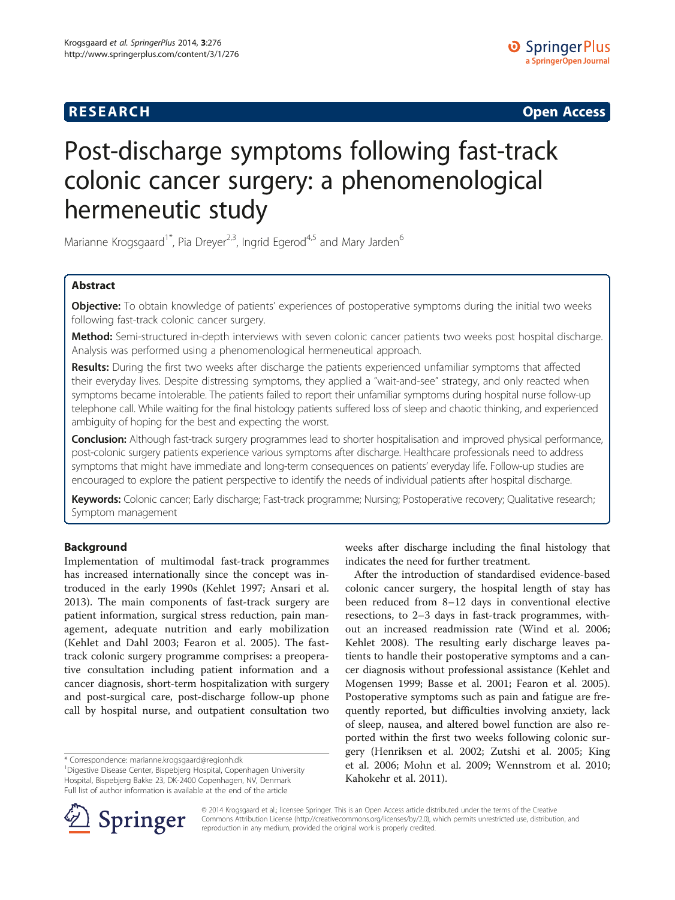**RESEARCH Open Access**

# Post-discharge symptoms following fast-track colonic cancer surgery: a phenomenological hermeneutic study

Marianne Krogsgaard[1*], Pia Dreyer[2,3], Ingrid Egerod[4,5] and Mary Jarden[6]

## Abstract

**Objective:** To obtain knowledge of patients' experiences of postoperative symptoms during the initial two weeks following fast-track colonic cancer surgery.

**Method:** Semi-structured in-depth interviews with seven colonic cancer patients two weeks post hospital discharge. Analysis was performed using a phenomenological hermeneutical approach.

**Results:** During the first two weeks after discharge the patients experienced unfamiliar symptoms that affected their everyday lives. Despite distressing symptoms, they applied a "wait-and-see" strategy, and only reacted when symptoms became intolerable. The patients failed to report their unfamiliar symptoms during hospital nurse follow-up telephone call. While waiting for the final histology patients suffered loss of sleep and chaotic thinking, and experienced ambiguity of hoping for the best and expecting the worst.

**Conclusion:** Although fast-track surgery programmes lead to shorter hospitalisation and improved physical performance, post-colonic surgery patients experience various symptoms after discharge. Healthcare professionals need to address symptoms that might have immediate and long-term consequences on patients' everyday life. Follow-up studies are encouraged to explore the patient perspective to identify the needs of individual patients after hospital discharge.

**Keywords:** Colonic cancer; Early discharge; Fast-track programme; Nursing; Postoperative recovery; Qualitative research; Symptom management

## Background

Implementation of multimodal fast-track programmes has increased internationally since the concept was introduced in the early 1990s (Kehlet 1997; Ansari et al. 2013). The main components of fast-track surgery are patient information, surgical stress reduction, pain management, adequate nutrition and early mobilization (Kehlet and Dahl 2003; Fearon et al. 2005). The fast-track colonic surgery programme comprises: a preoperative consultation including patient information and a cancer diagnosis, short-term hospitalization with surgery and post-surgical care, post-discharge follow-up phone call by hospital nurse, and outpatient consultation two weeks after discharge including the final histology that indicates the need for further treatment.

After the introduction of standardised evidence-based colonic cancer surgery, the hospital length of stay has been reduced from 8–12 days in conventional elective resections, to 2–3 days in fast-track programmes, without an increased readmission rate (Wind et al. 2006; Kehlet 2008). The resulting early discharge leaves patients to handle their postoperative symptoms and a cancer diagnosis without professional assistance (Kehlet and Mogensen 1999; Basse et al. 2001; Fearon et al. 2005). Postoperative symptoms such as pain and fatigue are frequently reported, but difficulties involving anxiety, lack of sleep, nausea, and altered bowel function are also reported within the first two weeks following colonic surgery (Henriksen et al. 2002; Zutshi et al. 2005; King et al. 2006; Mohn et al. 2009; Wennstrom et al. 2010; Kahokehr et al. 2011).

* Correspondence: marianne.krogsgaard@regionh.dk
[1]Digestive Disease Center, Bispebjerg Hospital, Copenhagen University Hospital, Bispebjerg Bakke 23, DK-2400 Copenhagen, NV, Denmark
Full list of author information is available at the end of the article

© 2014 Krogsgaard et al.; licensee Springer. This is an Open Access article distributed under the terms of the Creative Commons Attribution License (http://creativecommons.org/licenses/by/2.0), which permits unrestricted use, distribution, and reproduction in any medium, provided the original work is properly credited.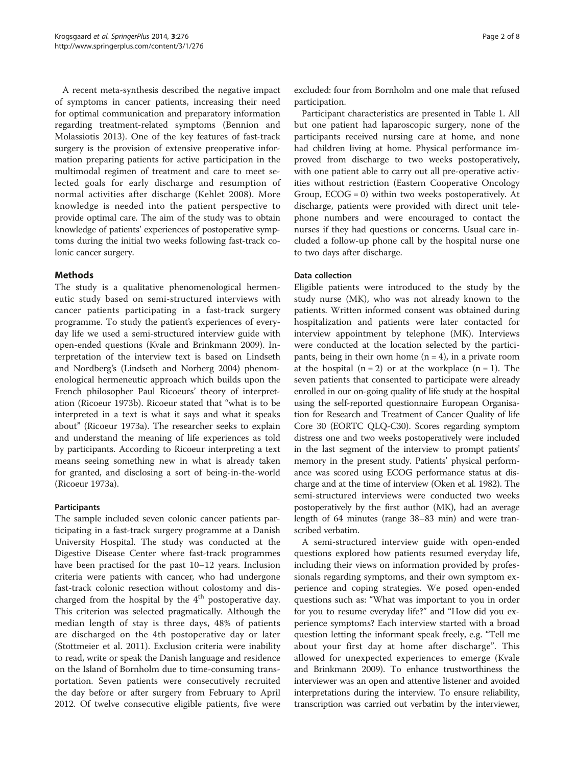A recent meta-synthesis described the negative impact of symptoms in cancer patients, increasing their need for optimal communication and preparatory information regarding treatment-related symptoms (Bennion and Molassiotis 2013). One of the key features of fast-track surgery is the provision of extensive preoperative information preparing patients for active participation in the multimodal regimen of treatment and care to meet selected goals for early discharge and resumption of normal activities after discharge (Kehlet 2008). More knowledge is needed into the patient perspective to provide optimal care. The aim of the study was to obtain knowledge of patients' experiences of postoperative symptoms during the initial two weeks following fast-track colonic cancer surgery.

## Methods

The study is a qualitative phenomenological hermeneutic study based on semi-structured interviews with cancer patients participating in a fast-track surgery programme. To study the patient's experiences of everyday life we used a semi-structured interview guide with open-ended questions (Kvale and Brinkmann 2009). Interpretation of the interview text is based on Lindseth and Nordberg's (Lindseth and Norberg 2004) phenomenological hermeneutic approach which builds upon the French philosopher Paul Ricoeurs' theory of interpretation (Ricoeur 1973b). Ricoeur stated that "what is to be interpreted in a text is what it says and what it speaks about" (Ricoeur 1973a). The researcher seeks to explain and understand the meaning of life experiences as told by participants. According to Ricoeur interpreting a text means seeing something new in what is already taken for granted, and disclosing a sort of being-in-the-world (Ricoeur 1973a).

### Participants

The sample included seven colonic cancer patients participating in a fast-track surgery programme at a Danish University Hospital. The study was conducted at the Digestive Disease Center where fast-track programmes have been practised for the past 10–12 years. Inclusion criteria were patients with cancer, who had undergone fast-track colonic resection without colostomy and discharged from the hospital by the 4th postoperative day. This criterion was selected pragmatically. Although the median length of stay is three days, 48% of patients are discharged on the 4th postoperative day or later (Stottmeier et al. 2011). Exclusion criteria were inability to read, write or speak the Danish language and residence on the Island of Bornholm due to time-consuming transportation. Seven patients were consecutively recruited the day before or after surgery from February to April 2012. Of twelve consecutive eligible patients, five were excluded: four from Bornholm and one male that refused participation.

Participant characteristics are presented in Table 1. All but one patient had laparoscopic surgery, none of the participants received nursing care at home, and none had children living at home. Physical performance improved from discharge to two weeks postoperatively, with one patient able to carry out all pre-operative activities without restriction (Eastern Cooperative Oncology Group, ECOG = 0) within two weeks postoperatively. At discharge, patients were provided with direct unit telephone numbers and were encouraged to contact the nurses if they had questions or concerns. Usual care included a follow-up phone call by the hospital nurse one to two days after discharge.

### Data collection

Eligible patients were introduced to the study by the study nurse (MK), who was not already known to the patients. Written informed consent was obtained during hospitalization and patients were later contacted for interview appointment by telephone (MK). Interviews were conducted at the location selected by the participants, being in their own home (n = 4), in a private room at the hospital (n = 2) or at the workplace (n = 1). The seven patients that consented to participate were already enrolled in our on-going quality of life study at the hospital using the self-reported questionnaire European Organisation for Research and Treatment of Cancer Quality of life Core 30 (EORTC QLQ-C30). Scores regarding symptom distress one and two weeks postoperatively were included in the last segment of the interview to prompt patients' memory in the present study. Patients' physical performance was scored using ECOG performance status at discharge and at the time of interview (Oken et al. 1982). The semi-structured interviews were conducted two weeks postoperatively by the first author (MK), had an average length of 64 minutes (range 38–83 min) and were transcribed verbatim.

A semi-structured interview guide with open-ended questions explored how patients resumed everyday life, including their views on information provided by professionals regarding symptoms, and their own symptom experience and coping strategies. We posed open-ended questions such as: "What was important to you in order for you to resume everyday life?" and "How did you experience symptoms? Each interview started with a broad question letting the informant speak freely, e.g. "Tell me about your first day at home after discharge". This allowed for unexpected experiences to emerge (Kvale and Brinkmann 2009). To enhance trustworthiness the interviewer was an open and attentive listener and avoided interpretations during the interview. To ensure reliability, transcription was carried out verbatim by the interviewer,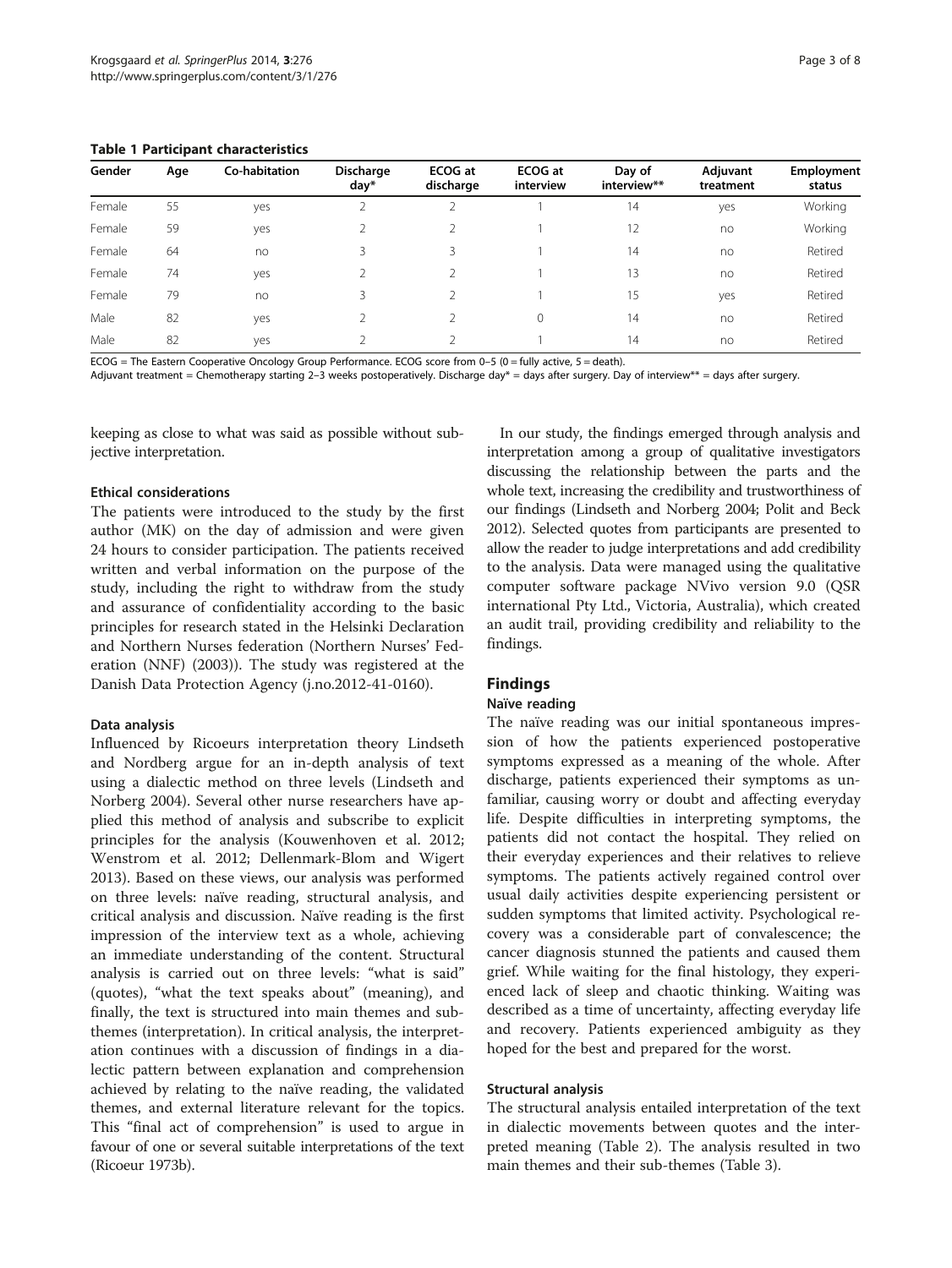**Table 1 Participant characteristics**

| Gender | Age | Co-habitation | Discharge day* | ECOG at discharge | ECOG at interview | Day of interview** | Adjuvant treatment | Employment status |
|---|---|---|---|---|---|---|---|---|
| Female | 55 | yes | 2 | 2 | 1 | 14 | yes | Working |
| Female | 59 | yes | 2 | 2 | 1 | 12 | no | Working |
| Female | 64 | no | 3 | 3 | 1 | 14 | no | Retired |
| Female | 74 | yes | 2 | 2 | 1 | 13 | no | Retired |
| Female | 79 | no | 3 | 2 | 1 | 15 | yes | Retired |
| Male | 82 | yes | 2 | 2 | 0 | 14 | no | Retired |
| Male | 82 | yes | 2 | 2 | 1 | 14 | no | Retired |

ECOG = The Eastern Cooperative Oncology Group Performance. ECOG score from 0–5 (0 = fully active, 5 = death).
Adjuvant treatment = Chemotherapy starting 2–3 weeks postoperatively. Discharge day* = days after surgery. Day of interview** = days after surgery.

keeping as close to what was said as possible without subjective interpretation.

#### Ethical considerations

The patients were introduced to the study by the first author (MK) on the day of admission and were given 24 hours to consider participation. The patients received written and verbal information on the purpose of the study, including the right to withdraw from the study and assurance of confidentiality according to the basic principles for research stated in the Helsinki Declaration and Northern Nurses federation (Northern Nurses' Federation (NNF) (2003)). The study was registered at the Danish Data Protection Agency (j.no.2012-41-0160).

#### Data analysis

Influenced by Ricoeurs interpretation theory Lindseth and Nordberg argue for an in-depth analysis of text using a dialectic method on three levels (Lindseth and Norberg 2004). Several other nurse researchers have applied this method of analysis and subscribe to explicit principles for the analysis (Kouwenhoven et al. 2012; Wenstrom et al. 2012; Dellenmark-Blom and Wigert 2013). Based on these views, our analysis was performed on three levels: naïve reading, structural analysis, and critical analysis and discussion. Naïve reading is the first impression of the interview text as a whole, achieving an immediate understanding of the content. Structural analysis is carried out on three levels: "what is said" (quotes), "what the text speaks about" (meaning), and finally, the text is structured into main themes and sub-themes (interpretation). In critical analysis, the interpretation continues with a discussion of findings in a dialectic pattern between explanation and comprehension achieved by relating to the naïve reading, the validated themes, and external literature relevant for the topics. This "final act of comprehension" is used to argue in favour of one or several suitable interpretations of the text (Ricoeur 1973b).

In our study, the findings emerged through analysis and interpretation among a group of qualitative investigators discussing the relationship between the parts and the whole text, increasing the credibility and trustworthiness of our findings (Lindseth and Norberg 2004; Polit and Beck 2012). Selected quotes from participants are presented to allow the reader to judge interpretations and add credibility to the analysis. Data were managed using the qualitative computer software package NVivo version 9.0 (QSR international Pty Ltd., Victoria, Australia), which created an audit trail, providing credibility and reliability to the findings.

## Findings

#### Naïve reading

The naïve reading was our initial spontaneous impression of how the patients experienced postoperative symptoms expressed as a meaning of the whole. After discharge, patients experienced their symptoms as unfamiliar, causing worry or doubt and affecting everyday life. Despite difficulties in interpreting symptoms, the patients did not contact the hospital. They relied on their everyday experiences and their relatives to relieve symptoms. The patients actively regained control over usual daily activities despite experiencing persistent or sudden symptoms that limited activity. Psychological recovery was a considerable part of convalescence; the cancer diagnosis stunned the patients and caused them grief. While waiting for the final histology, they experienced lack of sleep and chaotic thinking. Waiting was described as a time of uncertainty, affecting everyday life and recovery. Patients experienced ambiguity as they hoped for the best and prepared for the worst.

#### Structural analysis

The structural analysis entailed interpretation of the text in dialectic movements between quotes and the interpreted meaning (Table 2). The analysis resulted in two main themes and their sub-themes (Table 3).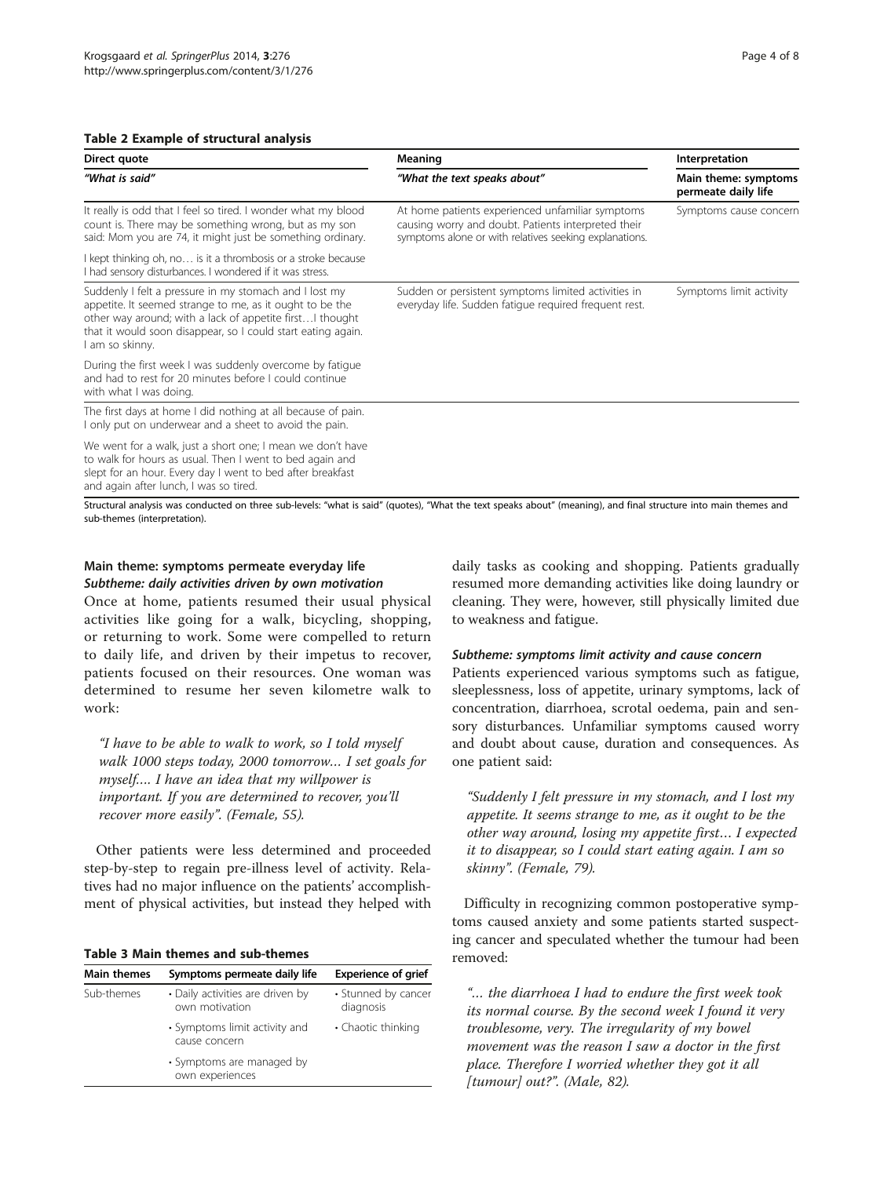**Table 2 Example of structural analysis**

| Direct quote | Meaning | Interpretation |
| --- | --- | --- |
| *"What is said"* | *"What the text speaks about"* | **Main theme: symptoms permeate daily life** |
| It really is odd that I feel so tired. I wonder what my blood count is. There may be something wrong, but as my son said: Mom you are 74, it might just be something ordinary. | At home patients experienced unfamiliar symptoms causing worry and doubt. Patients interpreted their symptoms alone or with relatives seeking explanations. | Symptoms cause concern |
| I kept thinking oh, no… is it a thrombosis or a stroke because I had sensory disturbances. I wondered if it was stress. | | |
| Suddenly I felt a pressure in my stomach and I lost my appetite. It seemed strange to me, as it ought to be the other way around; with a lack of appetite first…I thought that it would soon disappear, so I could start eating again. I am so skinny. | Sudden or persistent symptoms limited activities in everyday life. Sudden fatigue required frequent rest. | Symptoms limit activity |
| During the first week I was suddenly overcome by fatigue and had to rest for 20 minutes before I could continue with what I was doing. | | |
| The first days at home I did nothing at all because of pain. I only put on underwear and a sheet to avoid the pain. | | |
| We went for a walk, just a short one; I mean we don't have to walk for hours as usual. Then I went to bed again and slept for an hour. Every day I went to bed after breakfast and again after lunch, I was so tired. | | |

Structural analysis was conducted on three sub-levels: "what is said" (quotes), "What the text speaks about" (meaning), and final structure into main themes and sub-themes (interpretation).

### Main theme: symptoms permeate everyday life

#### *Subtheme: daily activities driven by own motivation*

Once at home, patients resumed their usual physical activities like going for a walk, bicycling, shopping, or returning to work. Some were compelled to return to daily life, and driven by their impetus to recover, patients focused on their resources. One woman was determined to resume her seven kilometre walk to work:

> *"I have to be able to walk to work, so I told myself walk 1000 steps today, 2000 tomorrow... I set goals for myself.... I have an idea that my willpower is important. If you are determined to recover, you'll recover more easily". (Female, 55).*

Other patients were less determined and proceeded step-by-step to regain pre-illness level of activity. Relatives had no major influence on the patients' accomplishment of physical activities, but instead they helped with daily tasks as cooking and shopping. Patients gradually resumed more demanding activities like doing laundry or cleaning. They were, however, still physically limited due to weakness and fatigue.

**Table 3 Main themes and sub-themes**

| Main themes | Symptoms permeate daily life | Experience of grief |
| --- | --- | --- |
| Sub-themes | • Daily activities are driven by own motivation | • Stunned by cancer diagnosis |
| | • Symptoms limit activity and cause concern | • Chaotic thinking |
| | • Symptoms are managed by own experiences | |

#### *Subtheme: symptoms limit activity and cause concern*

Patients experienced various symptoms such as fatigue, sleeplessness, loss of appetite, urinary symptoms, lack of concentration, diarrhoea, scrotal oedema, pain and sensory disturbances. Unfamiliar symptoms caused worry and doubt about cause, duration and consequences. As one patient said:

> *"Suddenly I felt pressure in my stomach, and I lost my appetite. It seems strange to me, as it ought to be the other way around, losing my appetite first… I expected it to disappear, so I could start eating again. I am so skinny". (Female, 79).*

Difficulty in recognizing common postoperative symptoms caused anxiety and some patients started suspecting cancer and speculated whether the tumour had been removed:

> *"... the diarrhoea I had to endure the first week took its normal course. By the second week I found it very troublesome, very. The irregularity of my bowel movement was the reason I saw a doctor in the first place. Therefore I worried whether they got it all [tumour] out?". (Male, 82).*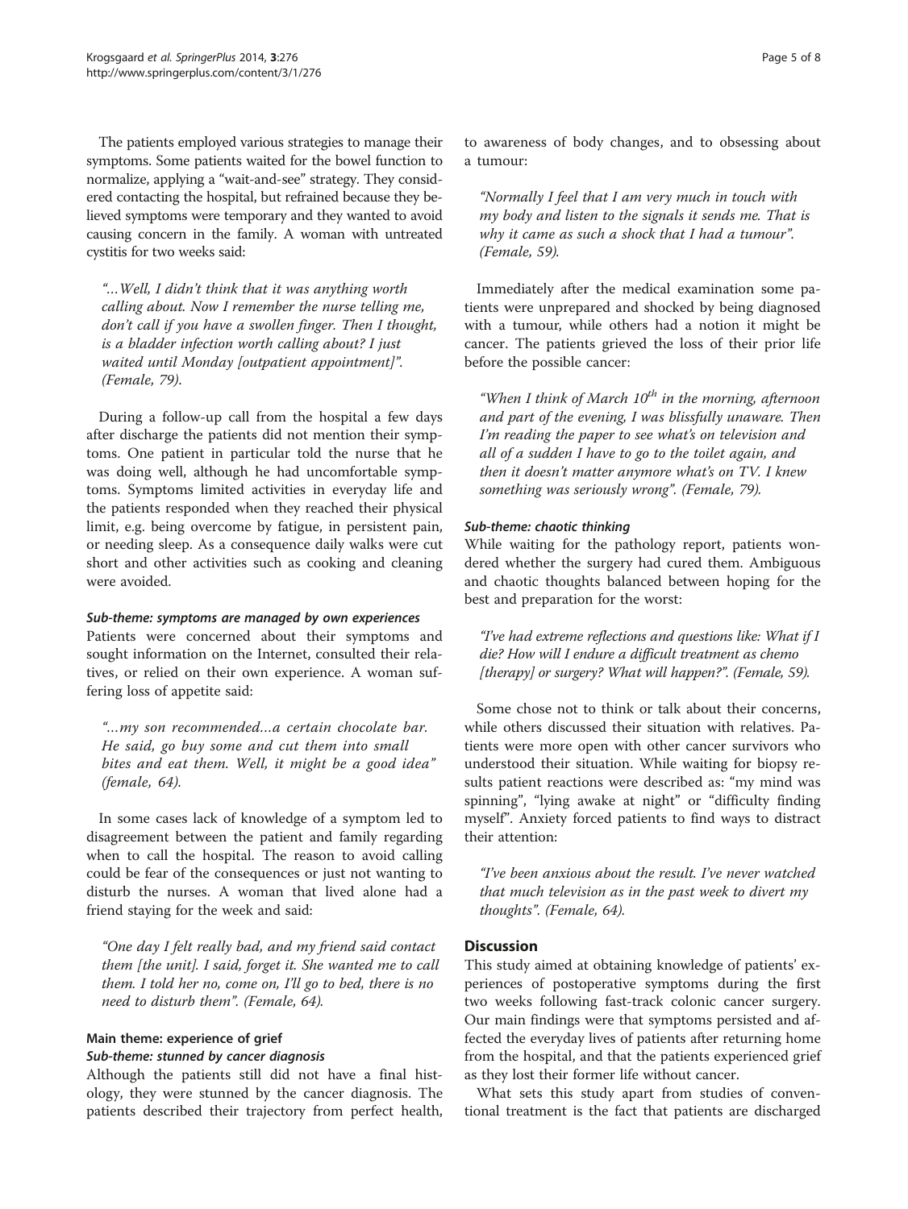The patients employed various strategies to manage their symptoms. Some patients waited for the bowel function to normalize, applying a "wait-and-see" strategy. They considered contacting the hospital, but refrained because they believed symptoms were temporary and they wanted to avoid causing concern in the family. A woman with untreated cystitis for two weeks said:

> *"…Well, I didn't think that it was anything worth calling about. Now I remember the nurse telling me, don't call if you have a swollen finger. Then I thought, is a bladder infection worth calling about? I just waited until Monday [outpatient appointment]". (Female, 79).*

During a follow-up call from the hospital a few days after discharge the patients did not mention their symptoms. One patient in particular told the nurse that he was doing well, although he had uncomfortable symptoms. Symptoms limited activities in everyday life and the patients responded when they reached their physical limit, e.g. being overcome by fatigue, in persistent pain, or needing sleep. As a consequence daily walks were cut short and other activities such as cooking and cleaning were avoided.

#### Sub-theme: symptoms are managed by own experiences

Patients were concerned about their symptoms and sought information on the Internet, consulted their relatives, or relied on their own experience. A woman suffering loss of appetite said:

> *"…my son recommended…a certain chocolate bar. He said, go buy some and cut them into small bites and eat them. Well, it might be a good idea" (female, 64).*

In some cases lack of knowledge of a symptom led to disagreement between the patient and family regarding when to call the hospital. The reason to avoid calling could be fear of the consequences or just not wanting to disturb the nurses. A woman that lived alone had a friend staying for the week and said:

> *"One day I felt really bad, and my friend said contact them [the unit]. I said, forget it. She wanted me to call them. I told her no, come on, I'll go to bed, there is no need to disturb them". (Female, 64).*

### Main theme: experience of grief

#### Sub-theme: stunned by cancer diagnosis

Although the patients still did not have a final histology, they were stunned by the cancer diagnosis. The patients described their trajectory from perfect health, to awareness of body changes, and to obsessing about a tumour:

> *"Normally I feel that I am very much in touch with my body and listen to the signals it sends me. That is why it came as such a shock that I had a tumour". (Female, 59).*

Immediately after the medical examination some patients were unprepared and shocked by being diagnosed with a tumour, while others had a notion it might be cancer. The patients grieved the loss of their prior life before the possible cancer:

> *"When I think of March 10th in the morning, afternoon and part of the evening, I was blissfully unaware. Then I'm reading the paper to see what's on television and all of a sudden I have to go to the toilet again, and then it doesn't matter anymore what's on TV. I knew something was seriously wrong". (Female, 79).*

#### Sub-theme: chaotic thinking

While waiting for the pathology report, patients wondered whether the surgery had cured them. Ambiguous and chaotic thoughts balanced between hoping for the best and preparation for the worst:

> *"I've had extreme reflections and questions like: What if I die? How will I endure a difficult treatment as chemo [therapy] or surgery? What will happen?". (Female, 59).*

Some chose not to think or talk about their concerns, while others discussed their situation with relatives. Patients were more open with other cancer survivors who understood their situation. While waiting for biopsy results patient reactions were described as: "my mind was spinning", "lying awake at night" or "difficulty finding myself". Anxiety forced patients to find ways to distract their attention:

> *"I've been anxious about the result. I've never watched that much television as in the past week to divert my thoughts". (Female, 64).*

## Discussion

This study aimed at obtaining knowledge of patients' experiences of postoperative symptoms during the first two weeks following fast-track colonic cancer surgery. Our main findings were that symptoms persisted and affected the everyday lives of patients after returning home from the hospital, and that the patients experienced grief as they lost their former life without cancer.

What sets this study apart from studies of conventional treatment is the fact that patients are discharged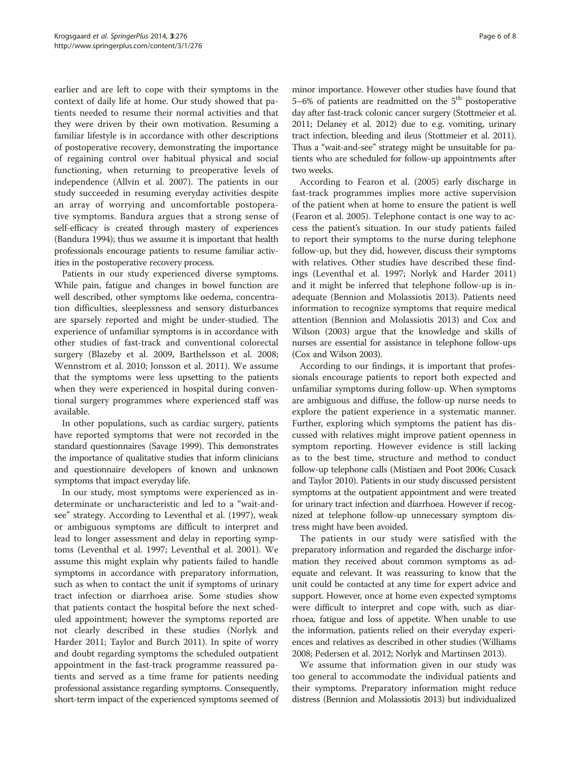earlier and are left to cope with their symptoms in the context of daily life at home. Our study showed that patients needed to resume their normal activities and that they were driven by their own motivation. Resuming a familiar lifestyle is in accordance with other descriptions of postoperative recovery, demonstrating the importance of regaining control over habitual physical and social functioning, when returning to preoperative levels of independence (Allvin et al. 2007). The patients in our study succeeded in resuming everyday activities despite an array of worrying and uncomfortable postoperative symptoms. Bandura argues that a strong sense of self-efficacy is created through mastery of experiences (Bandura 1994); thus we assume it is important that health professionals encourage patients to resume familiar activities in the postoperative recovery process.

Patients in our study experienced diverse symptoms. While pain, fatigue and changes in bowel function are well described, other symptoms like oedema, concentration difficulties, sleeplessness and sensory disturbances are sparsely reported and might be under-studied. The experience of unfamiliar symptoms is in accordance with other studies of fast-track and conventional colorectal surgery (Blazeby et al. 2009, Barthelsson et al. 2008; Wennstrom et al. 2010; Jonsson et al. 2011). We assume that the symptoms were less upsetting to the patients when they were experienced in hospital during conventional surgery programmes where experienced staff was available.

In other populations, such as cardiac surgery, patients have reported symptoms that were not recorded in the standard questionnaires (Savage 1999). This demonstrates the importance of qualitative studies that inform clinicians and questionnaire developers of known and unknown symptoms that impact everyday life.

In our study, most symptoms were experienced as indeterminate or uncharacteristic and led to a "wait-and-see" strategy. According to Leventhal et al. (1997), weak or ambiguous symptoms are difficult to interpret and lead to longer assessment and delay in reporting symptoms (Leventhal et al. 1997; Leventhal et al. 2001). We assume this might explain why patients failed to handle symptoms in accordance with preparatory information, such as when to contact the unit if symptoms of urinary tract infection or diarrhoea arise. Some studies show that patients contact the hospital before the next scheduled appointment; however the symptoms reported are not clearly described in these studies (Norlyk and Harder 2011; Taylor and Burch 2011). In spite of worry and doubt regarding symptoms the scheduled outpatient appointment in the fast-track programme reassured patients and served as a time frame for patients needing professional assistance regarding symptoms. Consequently, short-term impact of the experienced symptoms seemed of minor importance. However other studies have found that 5–6% of patients are readmitted on the 5th postoperative day after fast-track colonic cancer surgery (Stottmeier et al. 2011; Delaney et al. 2012) due to e.g. vomiting, urinary tract infection, bleeding and ileus (Stottmeier et al. 2011). Thus a "wait-and-see" strategy might be unsuitable for patients who are scheduled for follow-up appointments after two weeks.

According to Fearon et al. (2005) early discharge in fast-track programmes implies more active supervision of the patient when at home to ensure the patient is well (Fearon et al. 2005). Telephone contact is one way to access the patient's situation. In our study patients failed to report their symptoms to the nurse during telephone follow-up, but they did, however, discuss their symptoms with relatives. Other studies have described these findings (Leventhal et al. 1997; Norlyk and Harder 2011) and it might be inferred that telephone follow-up is inadequate (Bennion and Molassiotis 2013). Patients need information to recognize symptoms that require medical attention (Bennion and Molassiotis 2013) and Cox and Wilson (2003) argue that the knowledge and skills of nurses are essential for assistance in telephone follow-ups (Cox and Wilson 2003).

According to our findings, it is important that professionals encourage patients to report both expected and unfamiliar symptoms during follow-up. When symptoms are ambiguous and diffuse, the follow-up nurse needs to explore the patient experience in a systematic manner. Further, exploring which symptoms the patient has discussed with relatives might improve patient openness in symptom reporting. However evidence is still lacking as to the best time, structure and method to conduct follow-up telephone calls (Mistiaen and Poot 2006; Cusack and Taylor 2010). Patients in our study discussed persistent symptoms at the outpatient appointment and were treated for urinary tract infection and diarrhoea. However if recognized at telephone follow-up unnecessary symptom distress might have been avoided.

The patients in our study were satisfied with the preparatory information and regarded the discharge information they received about common symptoms as adequate and relevant. It was reassuring to know that the unit could be contacted at any time for expert advice and support. However, once at home even expected symptoms were difficult to interpret and cope with, such as diarrhoea, fatigue and loss of appetite. When unable to use the information, patients relied on their everyday experiences and relatives as described in other studies (Williams 2008; Pedersen et al. 2012; Norlyk and Martinsen 2013).

We assume that information given in our study was too general to accommodate the individual patients and their symptoms. Preparatory information might reduce distress (Bennion and Molassiotis 2013) but individualized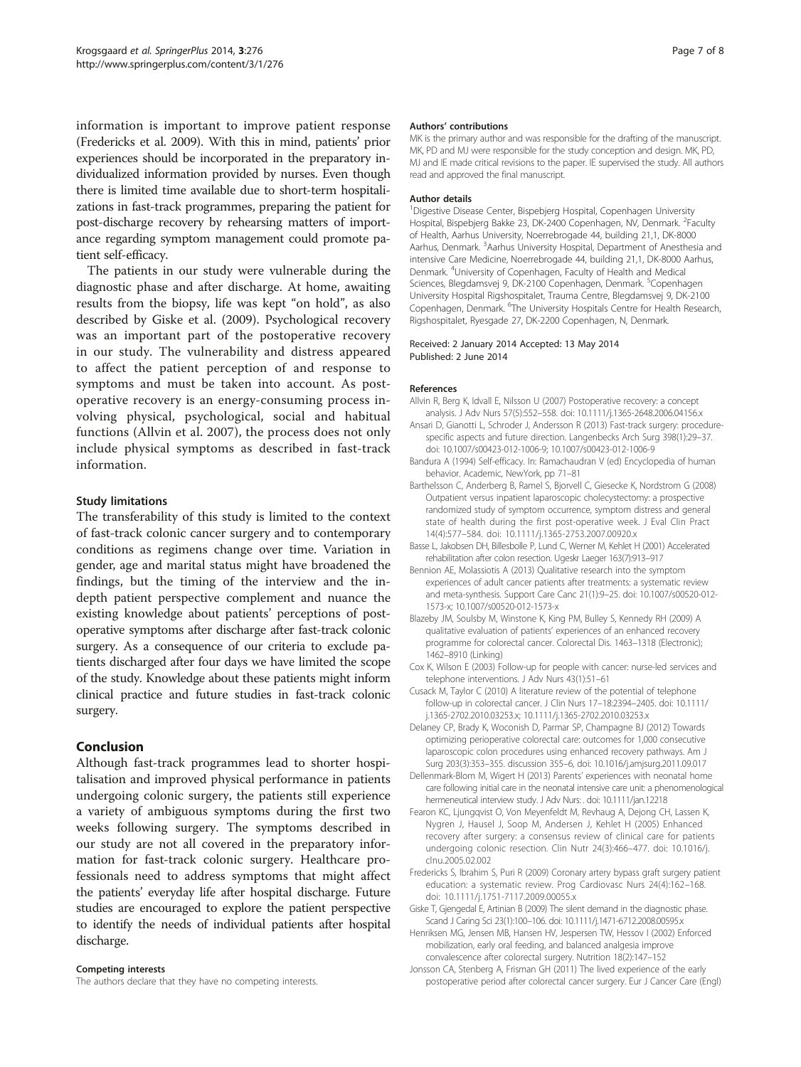information is important to improve patient response (Fredericks et al. 2009). With this in mind, patients' prior experiences should be incorporated in the preparatory individualized information provided by nurses. Even though there is limited time available due to short-term hospitalizations in fast-track programmes, preparing the patient for post-discharge recovery by rehearsing matters of importance regarding symptom management could promote patient self-efficacy.

The patients in our study were vulnerable during the diagnostic phase and after discharge. At home, awaiting results from the biopsy, life was kept "on hold", as also described by Giske et al. (2009). Psychological recovery was an important part of the postoperative recovery in our study. The vulnerability and distress appeared to affect the patient perception of and response to symptoms and must be taken into account. As postoperative recovery is an energy-consuming process involving physical, psychological, social and habitual functions (Allvin et al. 2007), the process does not only include physical symptoms as described in fast-track information.

### Study limitations

The transferability of this study is limited to the context of fast-track colonic cancer surgery and to contemporary conditions as regimens change over time. Variation in gender, age and marital status might have broadened the findings, but the timing of the interview and the in-depth patient perspective complement and nuance the existing knowledge about patients' perceptions of postoperative symptoms after discharge after fast-track colonic surgery. As a consequence of our criteria to exclude patients discharged after four days we have limited the scope of the study. Knowledge about these patients might inform clinical practice and future studies in fast-track colonic surgery.

## Conclusion

Although fast-track programmes lead to shorter hospitalisation and improved physical performance in patients undergoing colonic surgery, the patients still experience a variety of ambiguous symptoms during the first two weeks following surgery. The symptoms described in our study are not all covered in the preparatory information for fast-track colonic surgery. Healthcare professionals need to address symptoms that might affect the patients' everyday life after hospital discharge. Future studies are encouraged to explore the patient perspective to identify the needs of individual patients after hospital discharge.

#### Competing interests

The authors declare that they have no competing interests.

#### Authors' contributions

MK is the primary author and was responsible for the drafting of the manuscript. MK, PD and MJ were responsible for the study conception and design. MK, PD, MJ and IE made critical revisions to the paper. IE supervised the study. All authors read and approved the final manuscript.

#### Author details

[1]Digestive Disease Center, Bispebjerg Hospital, Copenhagen University Hospital, Bispebjerg Bakke 23, DK-2400 Copenhagen, NV, Denmark. [2]Faculty of Health, Aarhus University, Noerrebrogade 44, building 21,1, DK-8000 Aarhus, Denmark. [3]Aarhus University Hospital, Department of Anesthesia and intensive Care Medicine, Noerrebrogade 44, building 21,1, DK-8000 Aarhus, Denmark. [4]University of Copenhagen, Faculty of Health and Medical Sciences, Blegdamsvej 9, DK-2100 Copenhagen, Denmark. [5]Copenhagen University Hospital Rigshospitalet, Trauma Centre, Blegdamsvej 9, DK-2100 Copenhagen, Denmark. [6]The University Hospitals Centre for Health Research, Rigshospitalet, Ryesgade 27, DK-2200 Copenhagen, N, Denmark.

Received: 2 January 2014 Accepted: 13 May 2014
Published: 2 June 2014

#### References

Allvin R, Berg K, Idvall E, Nilsson U (2007) Postoperative recovery: a concept analysis. J Adv Nurs 57(5):552–558. doi: 10.1111/j.1365-2648.2006.04156.x

Ansari D, Gianotti L, Schroder J, Andersson R (2013) Fast-track surgery: procedure-specific aspects and future direction. Langenbecks Arch Surg 398(1):29–37. doi: 10.1007/s00423-012-1006-9; 10.1007/s00423-012-1006-9

Bandura A (1994) Self-efficacy. In: Ramachaudran V (ed) Encyclopedia of human behavior. Academic, NewYork, pp 71–81

Barthelsson C, Anderberg B, Ramel S, Bjorvell C, Giesecke K, Nordstrom G (2008) Outpatient versus inpatient laparoscopic cholecystectomy: a prospective randomized study of symptom occurrence, symptom distress and general state of health during the first post-operative week. J Eval Clin Pract 14(4):577–584. doi: 10.1111/j.1365-2753.2007.00920.x

Basse L, Jakobsen DH, Billesbolle P, Lund C, Werner M, Kehlet H (2001) Accelerated rehabilitation after colon resection. Ugeskr Laeger 163(7):913–917

Bennion AE, Molassiotis A (2013) Qualitative research into the symptom experiences of adult cancer patients after treatments: a systematic review and meta-synthesis. Support Care Canc 21(1):9–25. doi: 10.1007/s00520-012-1573-x; 10.1007/s00520-012-1573-x

Blazeby JM, Soulsby M, Winstone K, King PM, Bulley S, Kennedy RH (2009) A qualitative evaluation of patients' experiences of an enhanced recovery programme for colorectal cancer. Colorectal Dis. 1463–1318 (Electronic); 1462–8910 (Linking)

Cox K, Wilson E (2003) Follow-up for people with cancer: nurse-led services and telephone interventions. J Adv Nurs 43(1):51–61

Cusack M, Taylor C (2010) A literature review of the potential of telephone follow-up in colorectal cancer. J Clin Nurs 17–18:2394–2405. doi: 10.1111/j.1365-2702.2010.03253.x; 10.1111/j.1365-2702.2010.03253.x

Delaney CP, Brady K, Woconish D, Parmar SP, Champagne BJ (2012) Towards optimizing perioperative colorectal care: outcomes for 1,000 consecutive laparoscopic colon procedures using enhanced recovery pathways. Am J Surg 203(3):353–355. discussion 355–6, doi: 10.1016/j.amjsurg.2011.09.017

Dellenmark-Blom M, Wigert H (2013) Parents' experiences with neonatal home care following initial care in the neonatal intensive care unit: a phenomenological hermeneutical interview study. J Adv Nurs: . doi: 10.1111/jan.12218

Fearon KC, Ljungqvist O, Von Meyenfeldt M, Revhaug A, Dejong CH, Lassen K, Nygren J, Hausel J, Soop M, Andersen J, Kehlet H (2005) Enhanced recovery after surgery: a consensus review of clinical care for patients undergoing colonic resection. Clin Nutr 24(3):466–477. doi: 10.1016/j.clnu.2005.02.002

Fredericks S, Ibrahim S, Puri R (2009) Coronary artery bypass graft surgery patient education: a systematic review. Prog Cardiovasc Nurs 24(4):162–168. doi: 10.1111/j.1751-7117.2009.00055.x

Giske T, Gjengedal E, Artinian B (2009) The silent demand in the diagnostic phase. Scand J Caring Sci 23(1):100–106. doi: 10.1111/j.1471-6712.2008.00595.x

Henriksen MG, Jensen MB, Hansen HV, Jespersen TW, Hessov I (2002) Enforced mobilization, early oral feeding, and balanced analgesia improve convalescence after colorectal surgery. Nutrition 18(2):147–152

Jonsson CA, Stenberg A, Frisman GH (2011) The lived experience of the early postoperative period after colorectal cancer surgery. Eur J Cancer Care (Engl)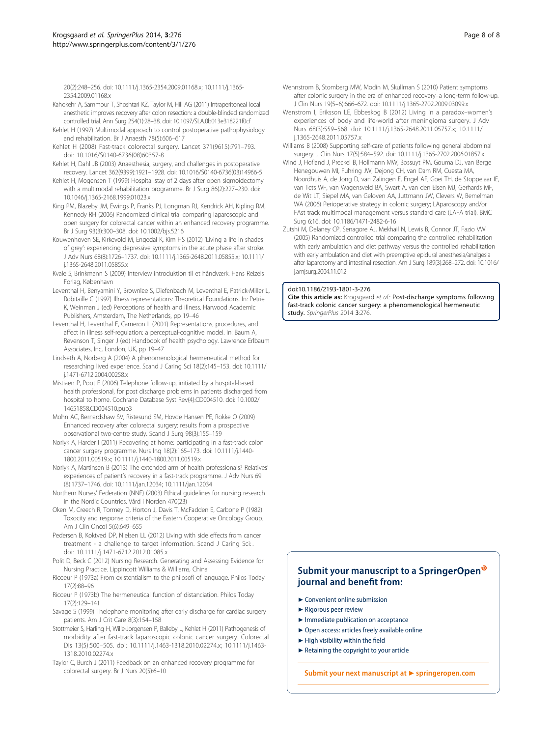20(2):248–256. doi: 10.1111/j.1365-2354.2009.01168.x; 10.1111/j.1365-2354.2009.01168.x

Kahokehr A, Sammour T, Shoshtari KZ, Taylor M, Hill AG (2011) Intraperitoneal local anesthetic improves recovery after colon resection: a double-blinded randomized controlled trial. Ann Surg 254(1):28–38. doi: 10.1097/SLA.0b013e318221f0cf

Kehlet H (1997) Multimodal approach to control postoperative pathophysiology and rehabilitation. Br J Anaesth 78(5):606–617

Kehlet H (2008) Fast-track colorectal surgery. Lancet 371(9615):791–793. doi: 10.1016/S0140-6736(08)60357-8

Kehlet H, Dahl JB (2003) Anaesthesia, surgery, and challenges in postoperative recovery. Lancet 362(9399):1921–1928. doi: 10.1016/S0140-6736(03)14966-5

Kehlet H, Mogensen T (1999) Hospital stay of 2 days after open sigmoidectomy with a multimodal rehabilitation programme. Br J Surg 86(2):227–230. doi: 10.1046/j.1365-2168.1999.01023.x

King PM, Blazeby JM, Ewings P, Franks PJ, Longman RJ, Kendrick AH, Kipling RM, Kennedy RH (2006) Randomized clinical trial comparing laparoscopic and open surgery for colorectal cancer within an enhanced recovery programme. Br J Surg 93(3):300–308. doi: 10.1002/bjs.5216

Kouwenhoven SE, Kirkevold M, Engedal K, Kim HS (2012) 'Living a life in shades of grey': experiencing depressive symptoms in the acute phase after stroke. J Adv Nurs 68(8):1726–1737. doi: 10.1111/j.1365-2648.2011.05855.x; 10.1111/j.1365-2648.2011.05855.x

Kvale S, Brinkmann S (2009) Interview introduktion til et håndværk. Hans Reizels Forlag, København

Leventhal H, Benyamini Y, Brownlee S, Diefenbach M, Leventhal E, Patrick-Miller L, Robitaille C (1997) Illness representations: Theoretical Foundations. In: Petrie K, Weinman J (ed) Perceptions of health and illness. Harwood Academic Publishers, Amsterdam, The Netherlands, pp 19–46

Leventhal H, Leventhal E, Cameron L (2001) Representations, procedures, and affect in illness self-regulation: a perceptual-cognitive model. In: Baum A, Revenson T, Singer J (ed) Handbook of health psychology. Lawrence Erlbaum Associates, Inc, London, UK, pp 19–47

Lindseth A, Norberg A (2004) A phenomenological hermeneutical method for researching lived experience. Scand J Caring Sci 18(2):145–153. doi: 10.1111/j.1471-6712.2004.00258.x

Mistiaen P, Poot E (2006) Telephone follow-up, initiated by a hospital-based health professional, for post discharge problems in patients discharged from hospital to home. Cochrane Database Syst Rev(4):CD004510. doi: 10.1002/14651858.CD004510.pub3

Mohn AC, Bernardshaw SV, Ristesund SM, Hovde Hansen PE, Rokke O (2009) Enhanced recovery after colorectal surgery: results from a prospective observational two-centre study. Scand J Surg 98(3):155–159

Norlyk A, Harder I (2011) Recovering at home: participating in a fast-track colon cancer surgery programme. Nurs Inq 18(2):165–173. doi: 10.1111/j.1440-1800.2011.00519.x; 10.1111/j.1440-1800.2011.00519.x

Norlyk A, Martinsen B (2013) The extended arm of health professionals? Relatives' experiences of patient's recovery in a fast-track programme. J Adv Nurs 69 (8):1737–1746. doi: 10.1111/jan.12034; 10.1111/jan.12034

Northern Nurses' Federation (NNF) (2003) Ethical guidelines for nursing research in the Nordic Countries. Vård i Norden 470(23)

Oken M, Creech R, Tormey D, Horton J, Davis T, McFadden E, Carbone P (1982) Toxicity and response criteria of the Eastern Cooperative Oncology Group. Am J Clin Oncol 5(6):649–655

Pedersen B, Koktved DP, Nielsen LL (2012) Living with side effects from cancer treatment - a challenge to target information. Scand J Caring Sci: . doi: 10.1111/j.1471-6712.2012.01085.x

Polit D, Beck C (2012) Nursing Research. Generating and Assessing Evidence for Nursing Practice. Lippincott Williams & Williams, China

Ricoeur P (1973a) From existentialism to the philosofi of language. Philos Today 17(2):88–96

Ricoeur P (1973b) The hermeneutical function of distanciation. Philos Today 17(2):129–141

Savage S (1999) Thelephone monitoring after early discharge for cardiac surgery patients. Am J Crit Care 8(3):154–158

Stottmeier S, Harling H, Wille-Jorgensen P, Balleby L, Kehlet H (2011) Pathogenesis of morbidity after fast-track laparoscopic colonic cancer surgery. Colorectal Dis 13(5):500–505. doi: 10.1111/j.1463-1318.2010.02274.x; 10.1111/j.1463-1318.2010.02274.x

Taylor C, Burch J (2011) Feedback on an enhanced recovery programme for colorectal surgery. Br J Nurs 20(5):6–10

Wennstrom B, Stomberg MW, Modin M, Skullman S (2010) Patient symptoms after colonic surgery in the era of enhanced recovery–a long-term follow-up. J Clin Nurs 19(5–6):666–672. doi: 10.1111/j.1365-2702.2009.03099.x

Wenstrom I, Eriksson LE, Ebbeskog B (2012) Living in a paradox–women's experiences of body and life-world after meningioma surgery. J Adv Nurs 68(3):559–568. doi: 10.1111/j.1365-2648.2011.05757.x; 10.1111/j.1365-2648.2011.05757.x

Williams B (2008) Supporting self-care of patients following general abdominal surgery. J Clin Nurs 17(5):584–592. doi: 10.1111/j.1365-2702.2006.01857.x

Wind J, Hofland J, Preckel B, Hollmann MW, Bossuyt PM, Gouma DJ, van Berge Henegouwen MI, Fuhring JW, Dejong CH, van Dam RM, Cuesta MA, Noordhuis A, de Jong D, van Zalingen E, Engel AF, Goei TH, de Stoppelaar IE, van Tets WF, van Wagensveld BA, Swart A, van den Elsen MJ, Gerhards MF, de Wit LT, Siepel MA, van Geloven AA, Juttmann JW, Clevers W, Bemelman WA (2006) Perioperative strategy in colonic surgery; LAparoscopy and/or FAst track multimodal management versus standard care (LAFA trial). BMC Surg 6:16. doi: 10.1186/1471-2482-6-16

Zutshi M, Delaney CP, Senagore AJ, Mekhail N, Lewis B, Connor JT, Fazio VW (2005) Randomized controlled trial comparing the controlled rehabilitation with early ambulation and diet pathway versus the controlled rehabilitation with early ambulation and diet with preemptive epidural anesthesia/analgesia after laparotomy and intestinal resection. Am J Surg 189(3):268–272. doi: 10.1016/j.amjsurg.2004.11.012

doi:10.1186/2193-1801-3-276

**Cite this article as:** Krogsgaard *et al.*: Post-discharge symptoms following fast-track colonic cancer surgery: a phenomenological hermeneutic study. *SpringerPlus* 2014 **3**:276.

## Submit your manuscript to a SpringerOpen journal and benefit from:

- ► Convenient online submission
- ► Rigorous peer review
- ► Immediate publication on acceptance
- ► Open access: articles freely available online
- ► High visibility within the field
- ► Retaining the copyright to your article

**Submit your next manuscript at ► springeropen.com**